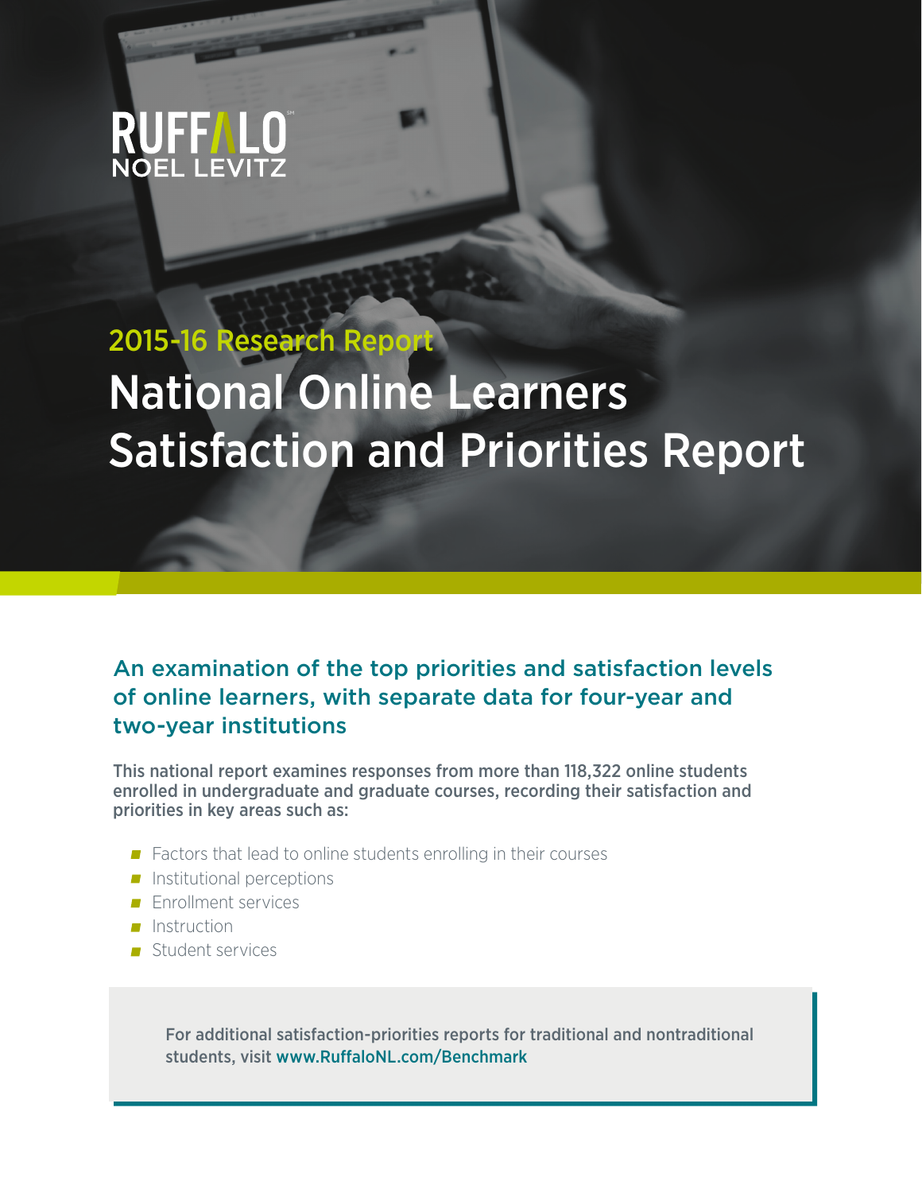RUFFALO NOEL LEVITZ

2015-16 Research Report

# National Online Learners Satisfaction and Priorities Report

## An examination of the top priorities and satisfaction levels of online learners, with separate data for four-year and two-year institutions

**This national report examines responses from more than 118,322 online students enrolled in undergraduate and graduate courses, recording their satisfaction and priorities in key areas such as:**

- Factors that lead to online students enrolling in their courses
- Institutional perceptions
- Enrollment services
- Instruction
- Student services

For additional satisfaction-priorities reports for traditional and nontraditional students, visit www.RuffaloNL.com/Benchmark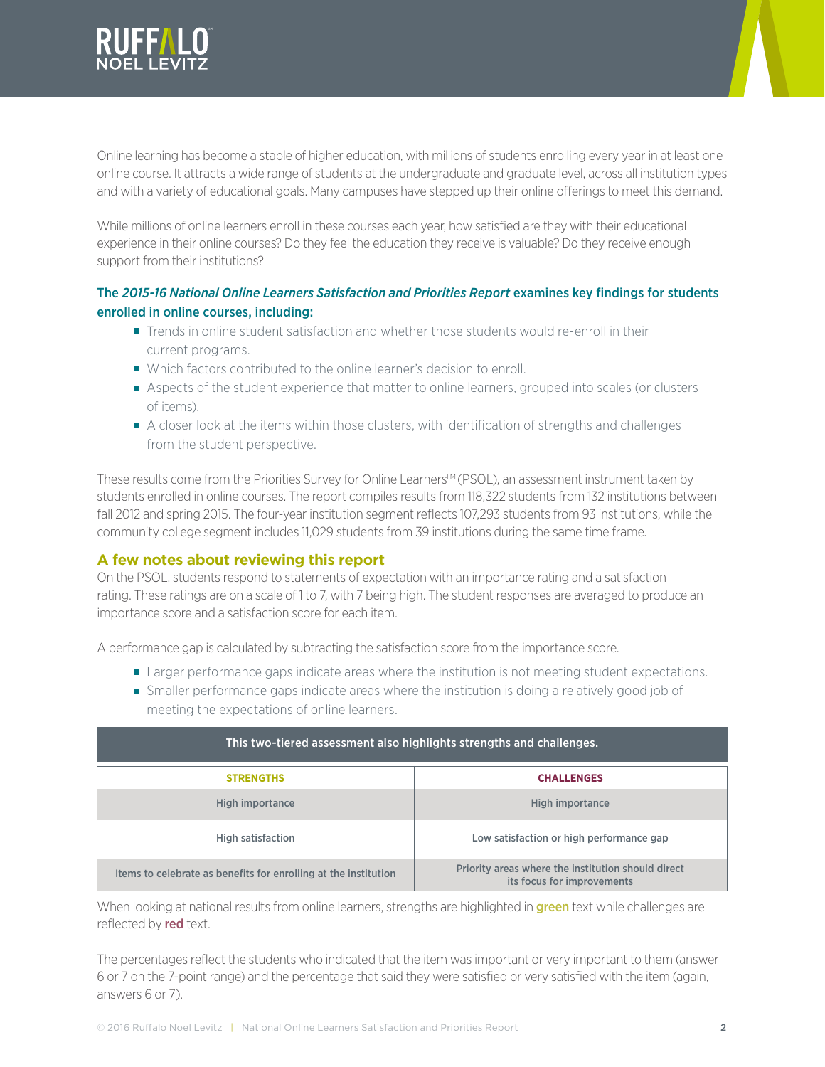Online learning has become a staple of higher education, with millions of students enrolling every year in at least one online course. It attracts a wide range of students at the undergraduate and graduate level, across all institution types and with a variety of educational goals. Many campuses have stepped up their online offerings to meet this demand.

While millions of online learners enroll in these courses each year, how satisfied are they with their educational experience in their online courses? Do they feel the education they receive is valuable? Do they receive enough support from their institutions?

**The *2015-16 National Online Learners Satisfaction and Priorities Report* examines key findings for students enrolled in online courses, including:**

- Trends in online student satisfaction and whether those students would re-enroll in their current programs.
- Which factors contributed to the online learner's decision to enroll.
- Aspects of the student experience that matter to online learners, grouped into scales (or clusters of items).
- A closer look at the items within those clusters, with identification of strengths and challenges from the student perspective.

These results come from the Priorities Survey for Online Learners™ (PSOL), an assessment instrument taken by students enrolled in online courses. The report compiles results from 118,322 students from 132 institutions between fall 2012 and spring 2015. The four-year institution segment reflects 107,293 students from 93 institutions, while the community college segment includes 11,029 students from 39 institutions during the same time frame.

## A few notes about reviewing this report

On the PSOL, students respond to statements of expectation with an importance rating and a satisfaction rating. These ratings are on a scale of 1 to 7, with 7 being high. The student responses are averaged to produce an importance score and a satisfaction score for each item.

A performance gap is calculated by subtracting the satisfaction score from the importance score.

- Larger performance gaps indicate areas where the institution is not meeting student expectations.
- Smaller performance gaps indicate areas where the institution is doing a relatively good job of meeting the expectations of online learners.

**This two-tiered assessment also highlights strengths and challenges.**

| STRENGTHS | CHALLENGES |
|---|---|
| High importance | High importance |
| High satisfaction | Low satisfaction or high performance gap |
| Items to celebrate as benefits for enrolling at the institution | Priority areas where the institution should direct its focus for improvements |

When looking at national results from online learners, strengths are highlighted in green text while challenges are reflected by red text.

The percentages reflect the students who indicated that the item was important or very important to them (answer 6 or 7 on the 7-point range) and the percentage that said they were satisfied or very satisfied with the item (again, answers 6 or 7).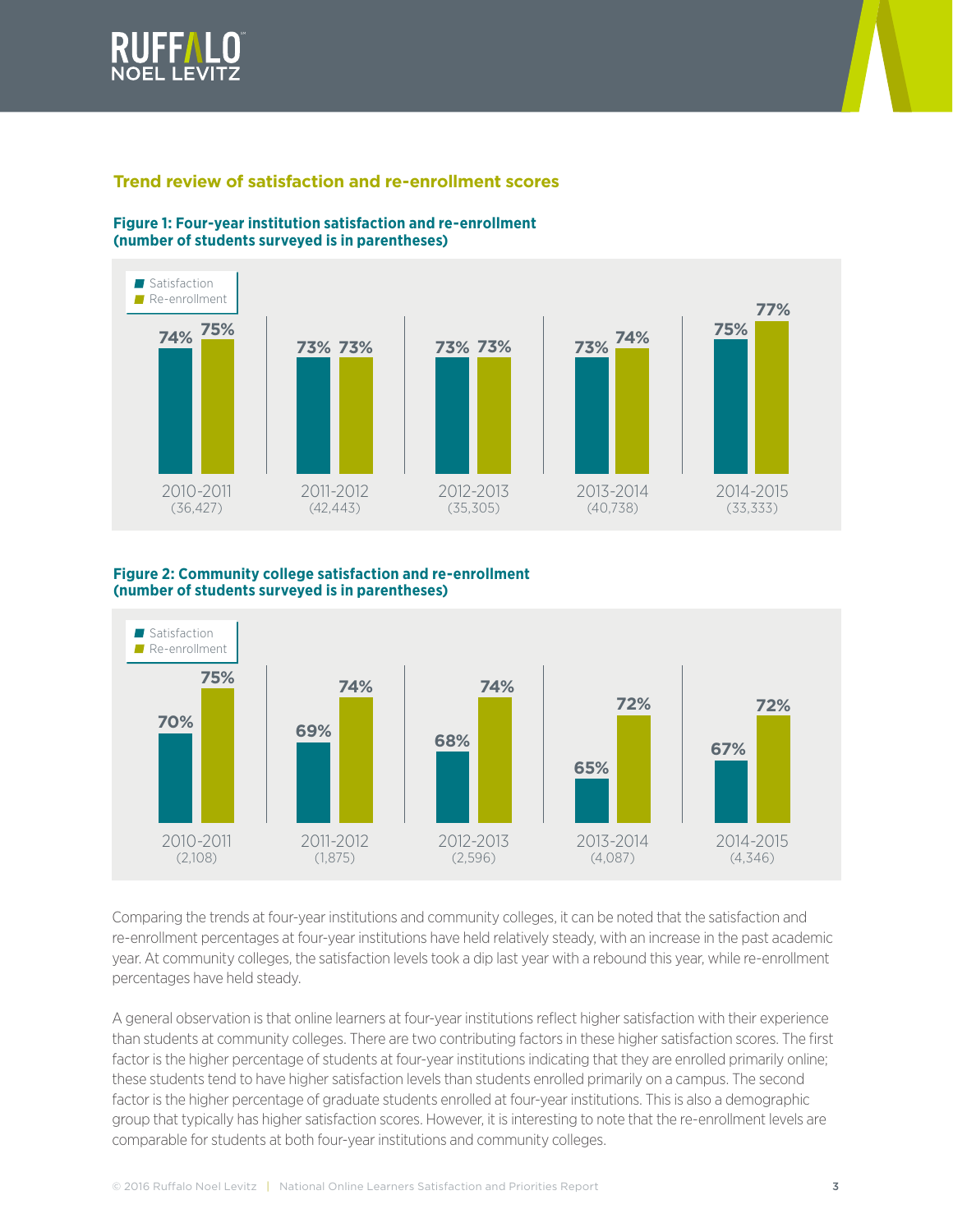## Trend review of satisfaction and re-enrollment scores

**Figure 1: Four-year institution satisfaction and re-enrollment (number of students surveyed is in parentheses)**

| Year | Satisfaction | Re-enrollment |
|---|---|---|
| 2010-2011 (36,427) | 74% | 75% |
| 2011-2012 (42,443) | 73% | 73% |
| 2012-2013 (35,305) | 73% | 73% |
| 2013-2014 (40,738) | 73% | 74% |
| 2014-2015 (33,333) | 75% | 77% |

**Figure 2: Community college satisfaction and re-enrollment (number of students surveyed is in parentheses)**

| Year | Satisfaction | Re-enrollment |
|---|---|---|
| 2010-2011 (2,108) | 70% | 75% |
| 2011-2012 (1,875) | 69% | 74% |
| 2012-2013 (2,596) | 68% | 74% |
| 2013-2014 (4,087) | 65% | 72% |
| 2014-2015 (4,346) | 67% | 72% |

Comparing the trends at four-year institutions and community colleges, it can be noted that the satisfaction and re-enrollment percentages at four-year institutions have held relatively steady, with an increase in the past academic year. At community colleges, the satisfaction levels took a dip last year with a rebound this year, while re-enrollment percentages have held steady.

A general observation is that online learners at four-year institutions reflect higher satisfaction with their experience than students at community colleges. There are two contributing factors in these higher satisfaction scores. The first factor is the higher percentage of students at four-year institutions indicating that they are enrolled primarily online; these students tend to have higher satisfaction levels than students enrolled primarily on a campus. The second factor is the higher percentage of graduate students enrolled at four-year institutions. This is also a demographic group that typically has higher satisfaction scores. However, it is interesting to note that the re-enrollment levels are comparable for students at both four-year institutions and community colleges.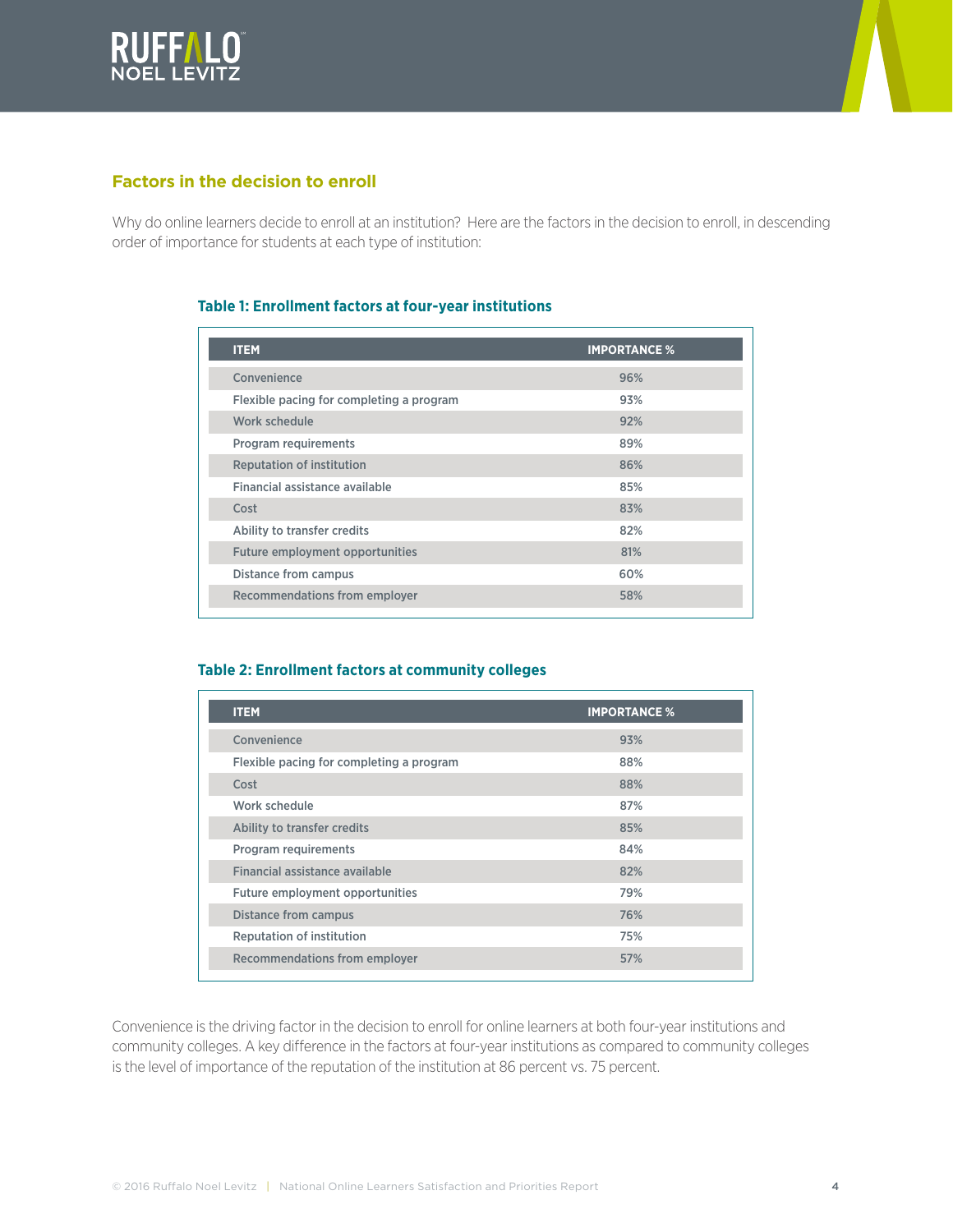## Factors in the decision to enroll

Why do online learners decide to enroll at an institution? Here are the factors in the decision to enroll, in descending order of importance for students at each type of institution:

### Table 1: Enrollment factors at four-year institutions

| ITEM | IMPORTANCE % |
|---|---|
| Convenience | 96% |
| Flexible pacing for completing a program | 93% |
| Work schedule | 92% |
| Program requirements | 89% |
| Reputation of institution | 86% |
| Financial assistance available | 85% |
| Cost | 83% |
| Ability to transfer credits | 82% |
| Future employment opportunities | 81% |
| Distance from campus | 60% |
| Recommendations from employer | 58% |

### Table 2: Enrollment factors at community colleges

| ITEM | IMPORTANCE % |
|---|---|
| Convenience | 93% |
| Flexible pacing for completing a program | 88% |
| Cost | 88% |
| Work schedule | 87% |
| Ability to transfer credits | 85% |
| Program requirements | 84% |
| Financial assistance available | 82% |
| Future employment opportunities | 79% |
| Distance from campus | 76% |
| Reputation of institution | 75% |
| Recommendations from employer | 57% |

Convenience is the driving factor in the decision to enroll for online learners at both four-year institutions and community colleges. A key difference in the factors at four-year institutions as compared to community colleges is the level of importance of the reputation of the institution at 86 percent vs. 75 percent.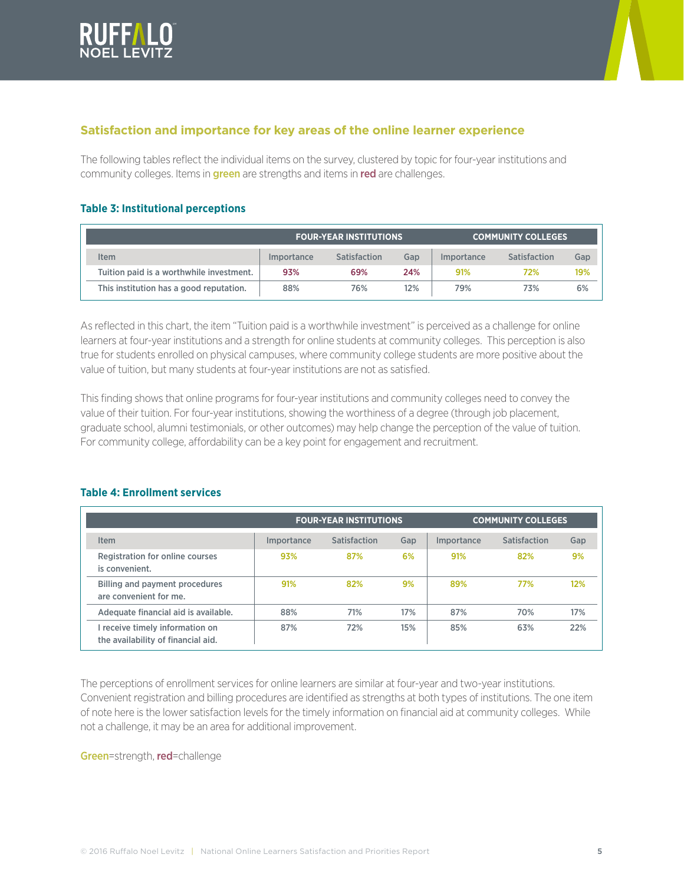## Satisfaction and importance for key areas of the online learner experience

The following tables reflect the individual items on the survey, clustered by topic for four-year institutions and community colleges. Items in **green** are strengths and items in **red** are challenges.

### Table 3: Institutional perceptions

| | FOUR-YEAR INSTITUTIONS | | | COMMUNITY COLLEGES | | |
|---|---|---|---|---|---|---|
| Item | Importance | Satisfaction | Gap | Importance | Satisfaction | Gap |
| Tuition paid is a worthwhile investment. | 93% | 69% | 24% | 91% | 72% | 19% |
| This institution has a good reputation. | 88% | 76% | 12% | 79% | 73% | 6% |

As reflected in this chart, the item "Tuition paid is a worthwhile investment" is perceived as a challenge for online learners at four-year institutions and a strength for online students at community colleges. This perception is also true for students enrolled on physical campuses, where community college students are more positive about the value of tuition, but many students at four-year institutions are not as satisfied.

This finding shows that online programs for four-year institutions and community colleges need to convey the value of their tuition. For four-year institutions, showing the worthiness of a degree (through job placement, graduate school, alumni testimonials, or other outcomes) may help change the perception of the value of tuition. For community college, affordability can be a key point for engagement and recruitment.

### Table 4: Enrollment services

| | FOUR-YEAR INSTITUTIONS | | | COMMUNITY COLLEGES | | |
|---|---|---|---|---|---|---|
| Item | Importance | Satisfaction | Gap | Importance | Satisfaction | Gap |
| Registration for online courses is convenient. | 93% | 87% | 6% | 91% | 82% | 9% |
| Billing and payment procedures are convenient for me. | 91% | 82% | 9% | 89% | 77% | 12% |
| Adequate financial aid is available. | 88% | 71% | 17% | 87% | 70% | 17% |
| I receive timely information on the availability of financial aid. | 87% | 72% | 15% | 85% | 63% | 22% |

The perceptions of enrollment services for online learners are similar at four-year and two-year institutions. Convenient registration and billing procedures are identified as strengths at both types of institutions. The one item of note here is the lower satisfaction levels for the timely information on financial aid at community colleges. While not a challenge, it may be an area for additional improvement.

**Green**=strength, **red**=challenge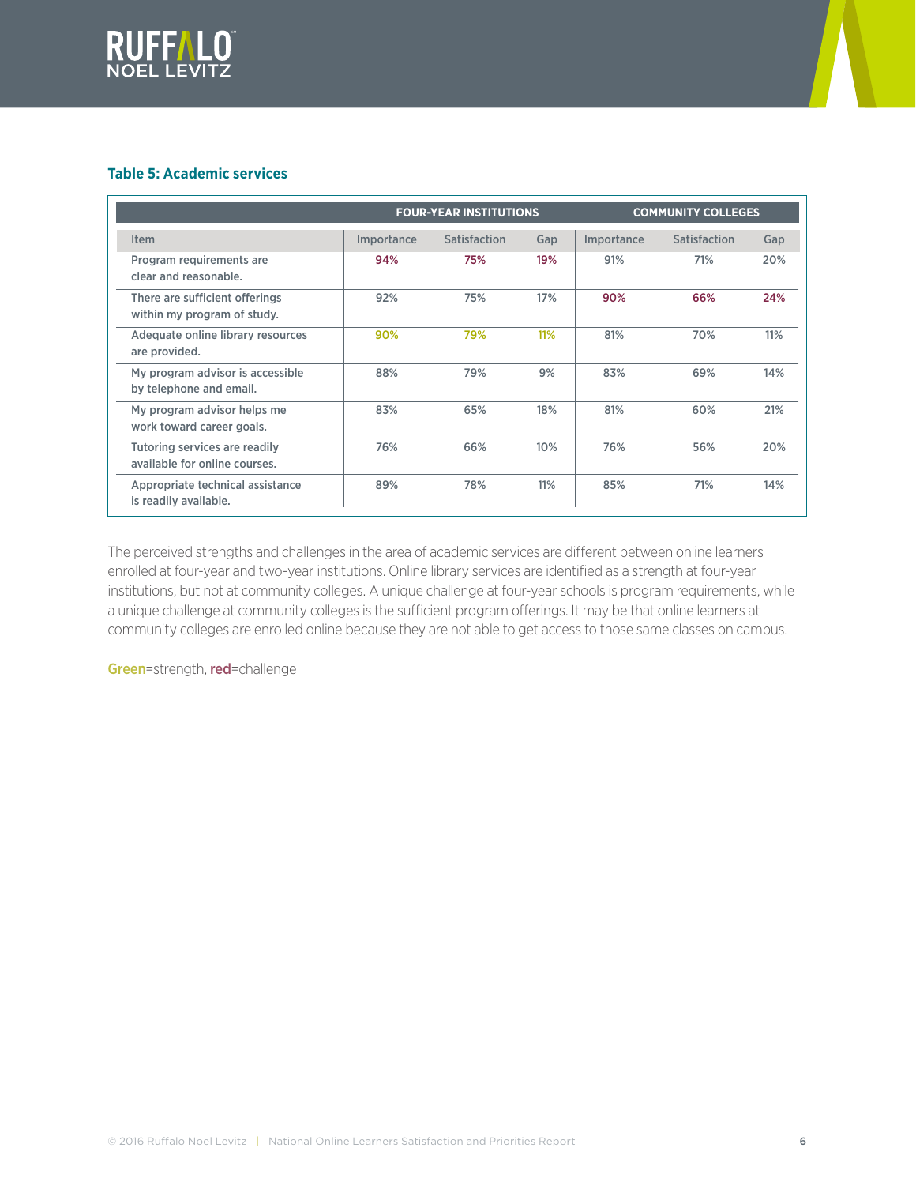### Table 5: Academic services

| | FOUR-YEAR INSTITUTIONS | | | COMMUNITY COLLEGES | | |
|---|---|---|---|---|---|---|
| Item | Importance | Satisfaction | Gap | Importance | Satisfaction | Gap |
| Program requirements are clear and reasonable. | 94% | 75% | 19% | 91% | 71% | 20% |
| There are sufficient offerings within my program of study. | 92% | 75% | 17% | 90% | 66% | 24% |
| Adequate online library resources are provided. | 90% | 79% | 11% | 81% | 70% | 11% |
| My program advisor is accessible by telephone and email. | 88% | 79% | 9% | 83% | 69% | 14% |
| My program advisor helps me work toward career goals. | 83% | 65% | 18% | 81% | 60% | 21% |
| Tutoring services are readily available for online courses. | 76% | 66% | 10% | 76% | 56% | 20% |
| Appropriate technical assistance is readily available. | 89% | 78% | 11% | 85% | 71% | 14% |

The perceived strengths and challenges in the area of academic services are different between online learners enrolled at four-year and two-year institutions. Online library services are identified as a strength at four-year institutions, but not at community colleges. A unique challenge at four-year schools is program requirements, while a unique challenge at community colleges is the sufficient program offerings. It may be that online learners at community colleges are enrolled online because they are not able to get access to those same classes on campus.

Green=strength, red=challenge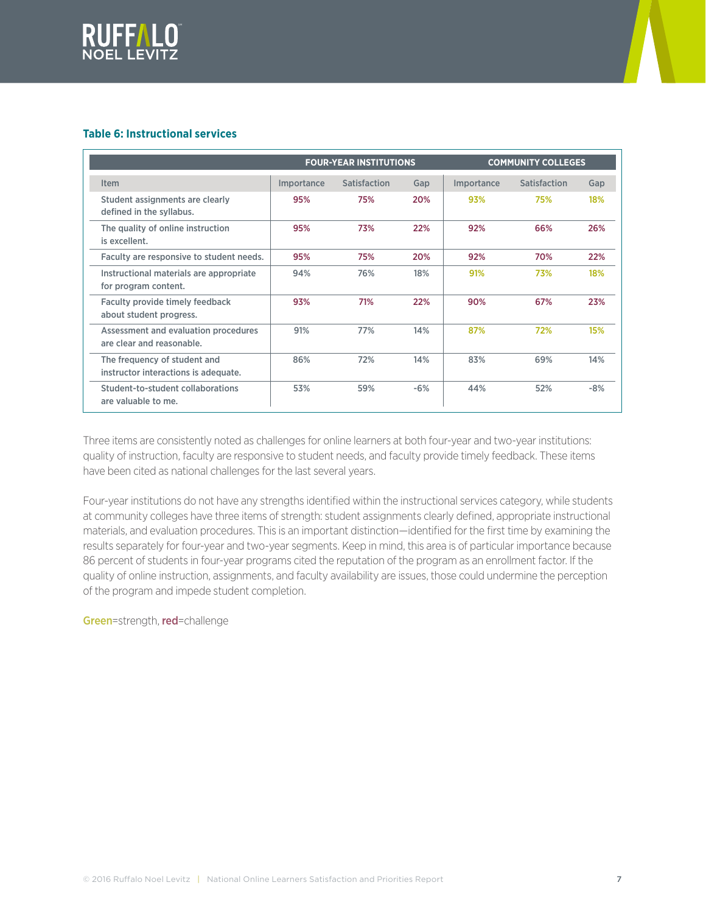### Table 6: Instructional services

| | FOUR-YEAR INSTITUTIONS | | | COMMUNITY COLLEGES | | |
|---|---|---|---|---|---|---|
| Item | Importance | Satisfaction | Gap | Importance | Satisfaction | Gap |
| Student assignments are clearly defined in the syllabus. | 95% | 75% | 20% | 93% | 75% | 18% |
| The quality of online instruction is excellent. | 95% | 73% | 22% | 92% | 66% | 26% |
| Faculty are responsive to student needs. | 95% | 75% | 20% | 92% | 70% | 22% |
| Instructional materials are appropriate for program content. | 94% | 76% | 18% | 91% | 73% | 18% |
| Faculty provide timely feedback about student progress. | 93% | 71% | 22% | 90% | 67% | 23% |
| Assessment and evaluation procedures are clear and reasonable. | 91% | 77% | 14% | 87% | 72% | 15% |
| The frequency of student and instructor interactions is adequate. | 86% | 72% | 14% | 83% | 69% | 14% |
| Student-to-student collaborations are valuable to me. | 53% | 59% | -6% | 44% | 52% | -8% |

Three items are consistently noted as challenges for online learners at both four-year and two-year institutions: quality of instruction, faculty are responsive to student needs, and faculty provide timely feedback. These items have been cited as national challenges for the last several years.

Four-year institutions do not have any strengths identified within the instructional services category, while students at community colleges have three items of strength: student assignments clearly defined, appropriate instructional materials, and evaluation procedures. This is an important distinction—identified for the first time by examining the results separately for four-year and two-year segments. Keep in mind, this area is of particular importance because 86 percent of students in four-year programs cited the reputation of the program as an enrollment factor. If the quality of online instruction, assignments, and faculty availability are issues, those could undermine the perception of the program and impede student completion.

Green=strength, **red**=challenge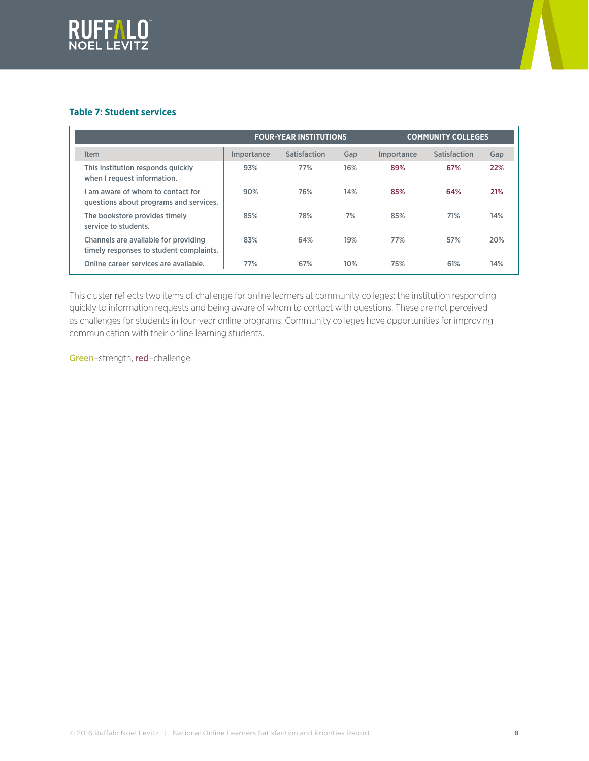**Table 7: Student services**

| | FOUR-YEAR INSTITUTIONS | | | COMMUNITY COLLEGES | | |
|---|---|---|---|---|---|---|
| Item | Importance | Satisfaction | Gap | Importance | Satisfaction | Gap |
| This institution responds quickly when I request information. | 93% | 77% | 16% | 89% | 67% | 22% |
| I am aware of whom to contact for questions about programs and services. | 90% | 76% | 14% | 85% | 64% | 21% |
| The bookstore provides timely service to students. | 85% | 78% | 7% | 85% | 71% | 14% |
| Channels are available for providing timely responses to student complaints. | 83% | 64% | 19% | 77% | 57% | 20% |
| Online career services are available. | 77% | 67% | 10% | 75% | 61% | 14% |

This cluster reflects two items of challenge for online learners at community colleges: the institution responding quickly to information requests and being aware of whom to contact with questions. These are not perceived as challenges for students in four-year online programs. Community colleges have opportunities for improving communication with their online learning students.

Green=strength, red=challenge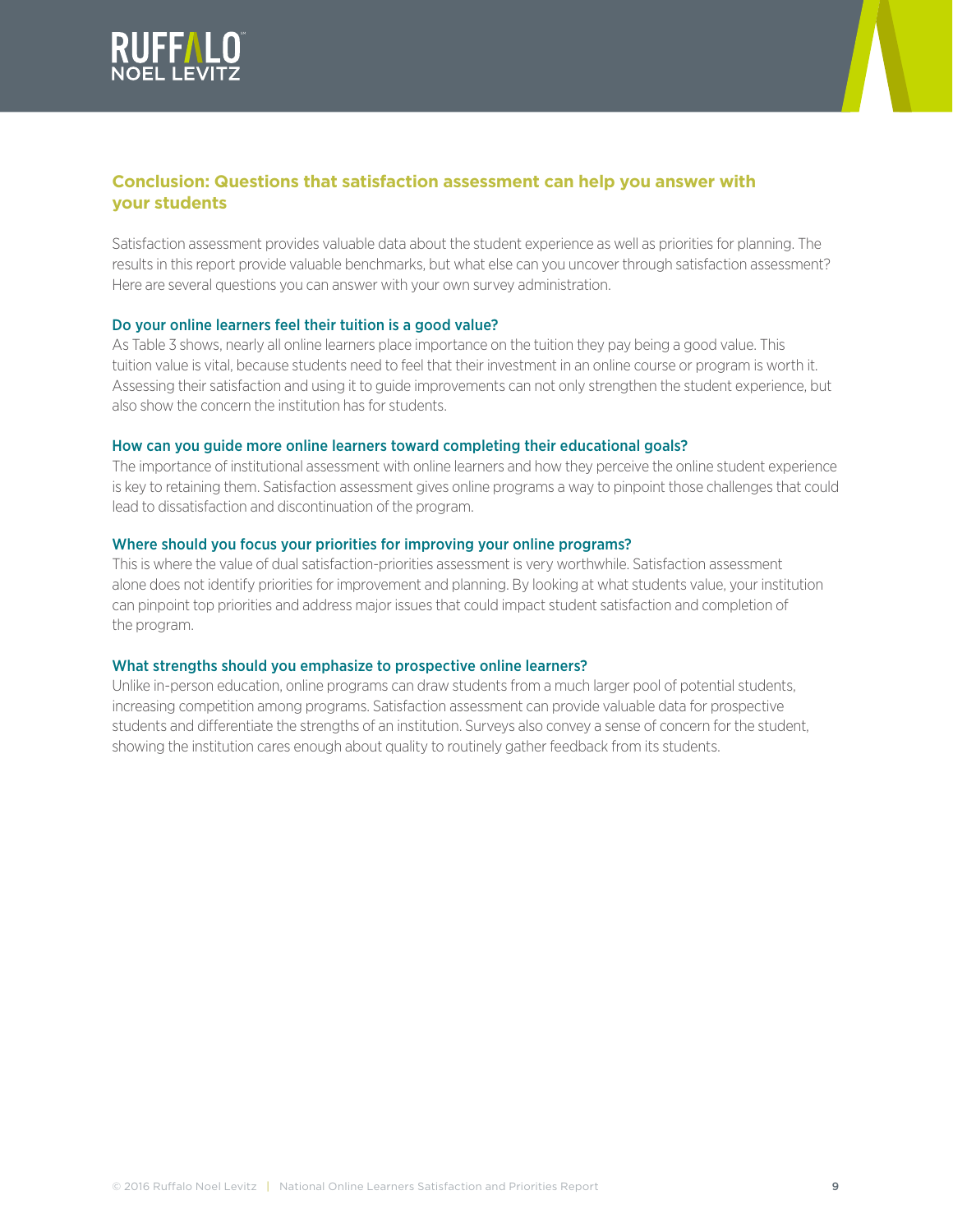## Conclusion: Questions that satisfaction assessment can help you answer with your students

Satisfaction assessment provides valuable data about the student experience as well as priorities for planning. The results in this report provide valuable benchmarks, but what else can you uncover through satisfaction assessment? Here are several questions you can answer with your own survey administration.

### Do your online learners feel their tuition is a good value?

As Table 3 shows, nearly all online learners place importance on the tuition they pay being a good value. This tuition value is vital, because students need to feel that their investment in an online course or program is worth it. Assessing their satisfaction and using it to guide improvements can not only strengthen the student experience, but also show the concern the institution has for students.

### How can you guide more online learners toward completing their educational goals?

The importance of institutional assessment with online learners and how they perceive the online student experience is key to retaining them. Satisfaction assessment gives online programs a way to pinpoint those challenges that could lead to dissatisfaction and discontinuation of the program.

### Where should you focus your priorities for improving your online programs?

This is where the value of dual satisfaction-priorities assessment is very worthwhile. Satisfaction assessment alone does not identify priorities for improvement and planning. By looking at what students value, your institution can pinpoint top priorities and address major issues that could impact student satisfaction and completion of the program.

### What strengths should you emphasize to prospective online learners?

Unlike in-person education, online programs can draw students from a much larger pool of potential students, increasing competition among programs. Satisfaction assessment can provide valuable data for prospective students and differentiate the strengths of an institution. Surveys also convey a sense of concern for the student, showing the institution cares enough about quality to routinely gather feedback from its students.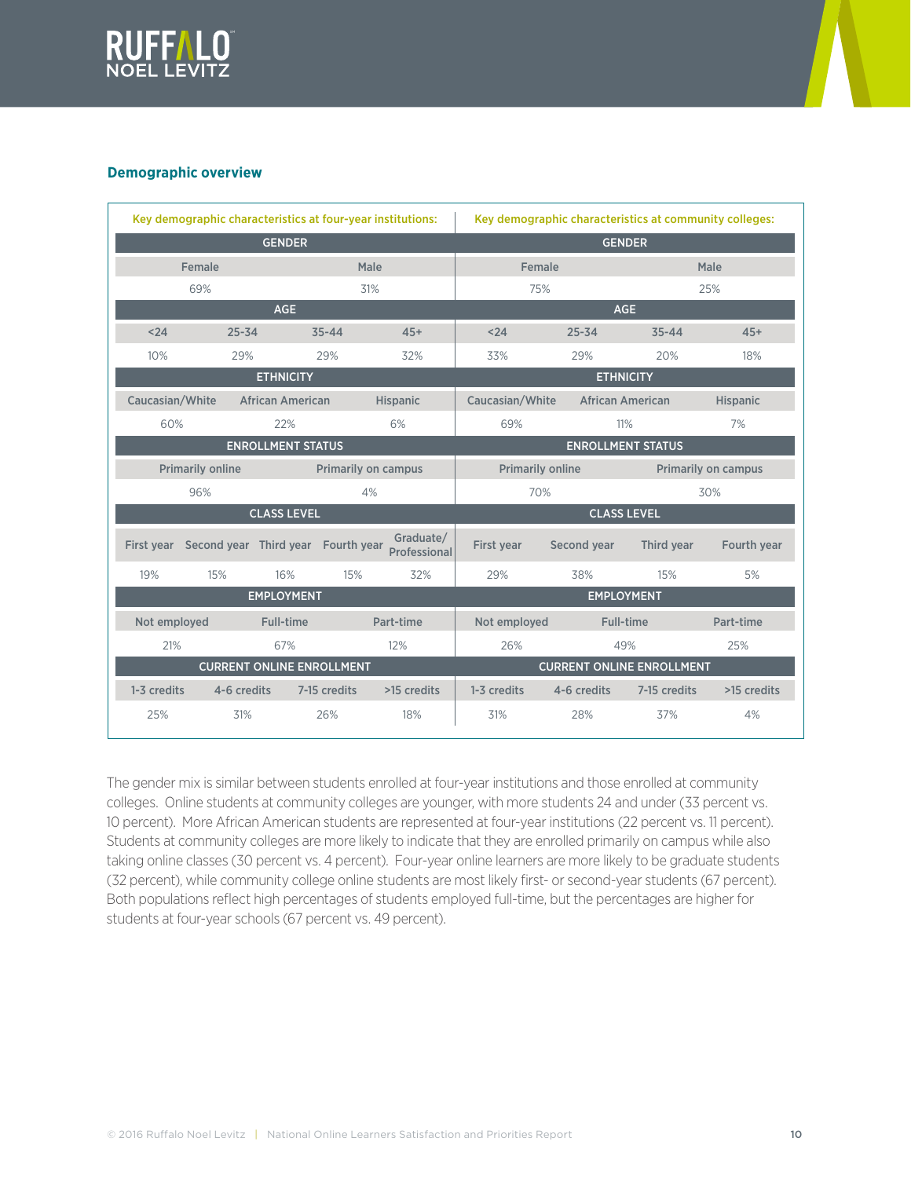## Demographic overview

**Key demographic characteristics at four-year institutions:**

| GENDER | | | | |
|---|---|---|---|---|
| Female | | Male | | |
| 69% | | 31% | | |
| **AGE** | | | | |
| <24 | 25-34 | 35-44 | 45+ | |
| 10% | 29% | 29% | 32% | |
| **ETHNICITY** | | | | |
| Caucasian/White | African American | Hispanic | | |
| 60% | 22% | 6% | | |
| **ENROLLMENT STATUS** | | | | |
| Primarily online | Primarily on campus | | | |
| 96% | 4% | | | |
| **CLASS LEVEL** | | | | |
| First year | Second year | Third year | Fourth year | Graduate/ Professional |
| 19% | 15% | 16% | 15% | 32% |
| **EMPLOYMENT** | | | | |
| Not employed | Full-time | Part-time | | |
| 21% | 67% | 12% | | |
| **CURRENT ONLINE ENROLLMENT** | | | | |
| 1-3 credits | 4-6 credits | 7-15 credits | >15 credits | |
| 25% | 31% | 26% | 18% | |

**Key demographic characteristics at community colleges:**

| GENDER | | | |
|---|---|---|---|
| Female | Male | | |
| 75% | 25% | | |
| **AGE** | | | |
| <24 | 25-34 | 35-44 | 45+ |
| 33% | 29% | 20% | 18% |
| **ETHNICITY** | | | |
| Caucasian/White | African American | Hispanic | |
| 69% | 11% | 7% | |
| **ENROLLMENT STATUS** | | | |
| Primarily online | Primarily on campus | | |
| 70% | 30% | | |
| **CLASS LEVEL** | | | |
| First year | Second year | Third year | Fourth year |
| 29% | 38% | 15% | 5% |
| **EMPLOYMENT** | | | |
| Not employed | Full-time | Part-time | |
| 26% | 49% | 25% | |
| **CURRENT ONLINE ENROLLMENT** | | | |
| 1-3 credits | 4-6 credits | 7-15 credits | >15 credits |
| 31% | 28% | 37% | 4% |

The gender mix is similar between students enrolled at four-year institutions and those enrolled at community colleges. Online students at community colleges are younger, with more students 24 and under (33 percent vs. 10 percent). More African American students are represented at four-year institutions (22 percent vs. 11 percent). Students at community colleges are more likely to indicate that they are enrolled primarily on campus while also taking online classes (30 percent vs. 4 percent). Four-year online learners are more likely to be graduate students (32 percent), while community college online students are most likely first- or second-year students (67 percent). Both populations reflect high percentages of students employed full-time, but the percentages are higher for students at four-year schools (67 percent vs. 49 percent).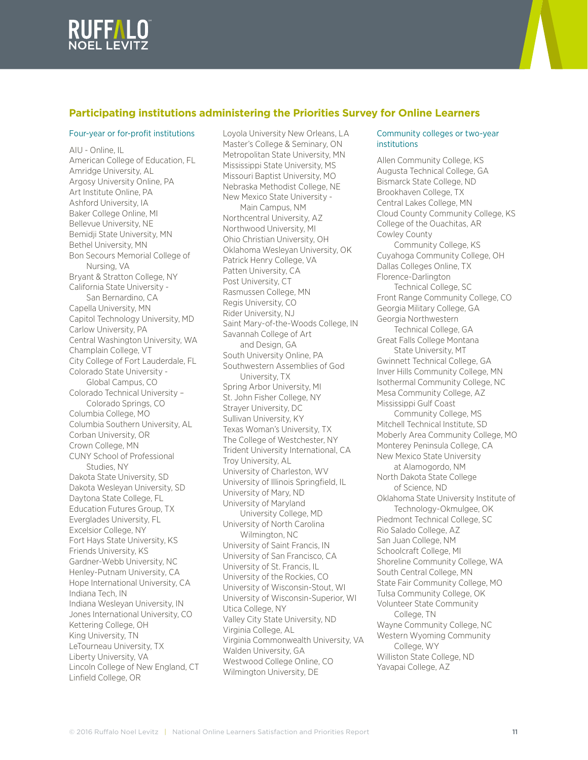## Participating institutions administering the Priorities Survey for Online Learners

### Four-year or for-profit institutions

AIU - Online, IL
American College of Education, FL
Amridge University, AL
Argosy University Online, PA
Art Institute Online, PA
Ashford University, IA
Baker College Online, MI
Bellevue University, NE
Bemidji State University, MN
Bethel University, MN
Bon Secours Memorial College of Nursing, VA
Bryant & Stratton College, NY
California State University - San Bernardino, CA
Capella University, MN
Capitol Technology University, MD
Carlow University, PA
Central Washington University, WA
Champlain College, VT
City College of Fort Lauderdale, FL
Colorado State University - Global Campus, CO
Colorado Technical University – Colorado Springs, CO
Columbia College, MO
Columbia Southern University, AL
Corban University, OR
Crown College, MN
CUNY School of Professional Studies, NY
Dakota State University, SD
Dakota Wesleyan University, SD
Daytona State College, FL
Education Futures Group, TX
Everglades University, FL
Excelsior College, NY
Fort Hays State University, KS
Friends University, KS
Gardner-Webb University, NC
Henley-Putnam University, CA
Hope International University, CA
Indiana Tech, IN
Indiana Wesleyan University, IN
Jones International University, CO
Kettering College, OH
King University, TN
LeTourneau University, TX
Liberty University, VA
Lincoln College of New England, CT
Linfield College, OR
Loyola University New Orleans, LA
Master's College & Seminary, ON
Metropolitan State University, MN
Mississippi State University, MS
Missouri Baptist University, MO
Nebraska Methodist College, NE
New Mexico State University - Main Campus, NM
Northcentral University, AZ
Northwood University, MI
Ohio Christian University, OH
Oklahoma Wesleyan University, OK
Patrick Henry College, VA
Patten University, CA
Post University, CT
Rasmussen College, MN
Regis University, CO
Rider University, NJ
Saint Mary-of-the-Woods College, IN
Savannah College of Art and Design, GA
South University Online, PA
Southwestern Assemblies of God University, TX
Spring Arbor University, MI
St. John Fisher College, NY
Strayer University, DC
Sullivan University, KY
Texas Woman's University, TX
The College of Westchester, NY
Trident University International, CA
Troy University, AL
University of Charleston, WV
University of Illinois Springfield, IL
University of Mary, ND
University of Maryland University College, MD
University of North Carolina Wilmington, NC
University of Saint Francis, IN
University of San Francisco, CA
University of St. Francis, IL
University of the Rockies, CO
University of Wisconsin-Stout, WI
University of Wisconsin-Superior, WI
Utica College, NY
Valley City State University, ND
Virginia College, AL
Virginia Commonwealth University, VA
Walden University, GA
Westwood College Online, CO
Wilmington University, DE

### Community colleges or two-year institutions

Allen Community College, KS
Augusta Technical College, GA
Bismarck State College, ND
Brookhaven College, TX
Central Lakes College, MN
Cloud County Community College, KS
College of the Ouachitas, AR
Cowley County Community College, KS
Cuyahoga Community College, OH
Dallas Colleges Online, TX
Florence-Darlington Technical College, SC
Front Range Community College, CO
Georgia Military College, GA
Georgia Northwestern Technical College, GA
Great Falls College Montana State University, MT
Gwinnett Technical College, GA
Inver Hills Community College, MN
Isothermal Community College, NC
Mesa Community College, AZ
Mississippi Gulf Coast Community College, MS
Mitchell Technical Institute, SD
Moberly Area Community College, MO
Monterey Peninsula College, CA
New Mexico State University at Alamogordo, NM
North Dakota State College of Science, ND
Oklahoma State University Institute of Technology-Okmulgee, OK
Piedmont Technical College, SC
Rio Salado College, AZ
San Juan College, NM
Schoolcraft College, MI
Shoreline Community College, WA
South Central College, MN
State Fair Community College, MO
Tulsa Community College, OK
Volunteer State Community College, TN
Wayne Community College, NC
Western Wyoming Community College, WY
Williston State College, ND
Yavapai College, AZ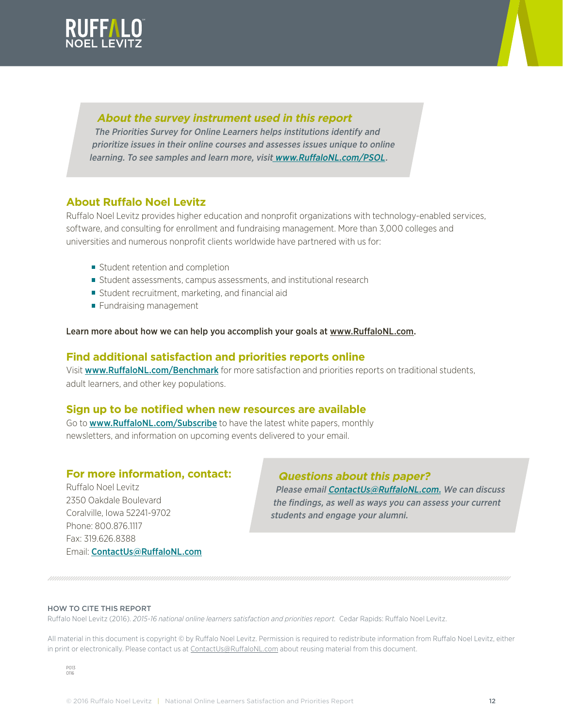### *About the survey instrument used in this report*

*The Priorities Survey for Online Learners helps institutions identify and prioritize issues in their online courses and assesses issues unique to online learning. To see samples and learn more, visit www.RuffaloNL.com/PSOL.*

## About Ruffalo Noel Levitz

Ruffalo Noel Levitz provides higher education and nonprofit organizations with technology-enabled services, software, and consulting for enrollment and fundraising management. More than 3,000 colleges and universities and numerous nonprofit clients worldwide have partnered with us for:

- Student retention and completion
- Student assessments, campus assessments, and institutional research
- Student recruitment, marketing, and financial aid
- Fundraising management

Learn more about how we can help you accomplish your goals at www.RuffaloNL.com.

## Find additional satisfaction and priorities reports online

Visit **www.RuffaloNL.com/Benchmark** for more satisfaction and priorities reports on traditional students, adult learners, and other key populations.

## Sign up to be notified when new resources are available

Go to **www.RuffaloNL.com/Subscribe** to have the latest white papers, monthly newsletters, and information on upcoming events delivered to your email.

## For more information, contact:

Ruffalo Noel Levitz
2350 Oakdale Boulevard
Coralville, Iowa 52241-9702
Phone: 800.876.1117
Fax: 319.626.8388
Email: ContactUs@RuffaloNL.com

### *Questions about this paper?*

*Please email ContactUs@RuffaloNL.com. We can discuss the findings, as well as ways you can assess your current students and engage your alumni.*

HOW TO CITE THIS REPORT

Ruffalo Noel Levitz (2016). *2015-16 national online learners satisfaction and priorities report.* Cedar Rapids: Ruffalo Noel Levitz.

All material in this document is copyright © by Ruffalo Noel Levitz. Permission is required to redistribute information from Ruffalo Noel Levitz, either in print or electronically. Please contact us at ContactUs@RuffaloNL.com about reusing material from this document.

P013
0116